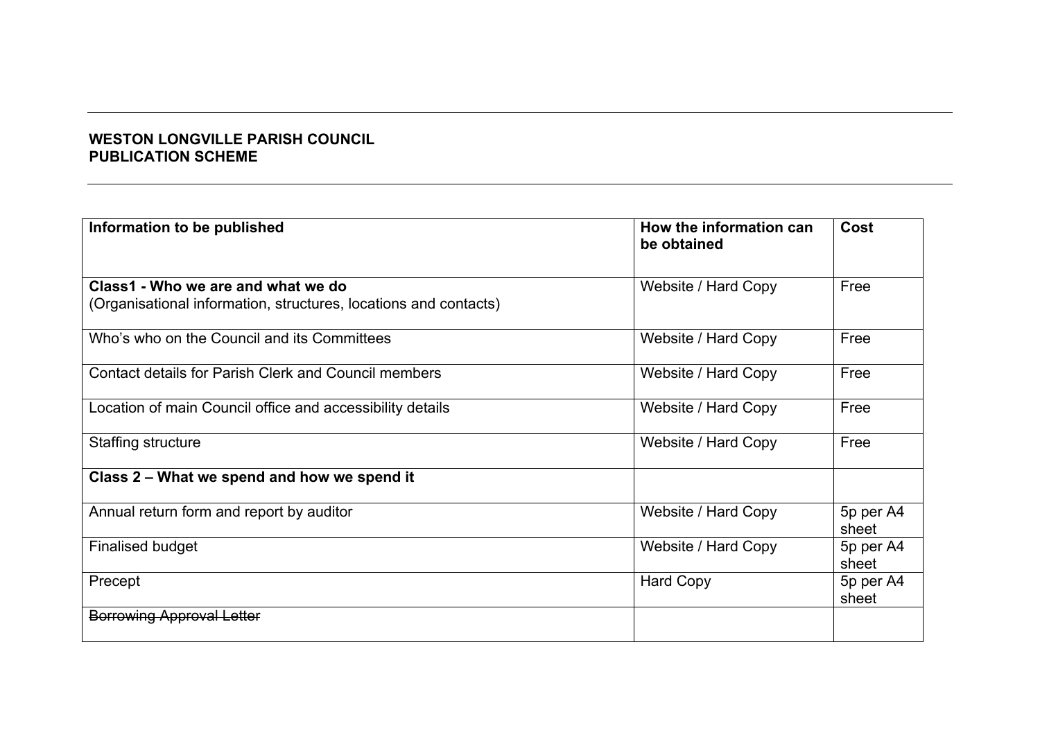**WESTON LONGVILLE PARISH COUNCIL**
**PUBLICATION SCHEME**

| Information to be published | How the information can be obtained | Cost |
|---|---|---|
| **Class1 - Who we are and what we do**<br>(Organisational information, structures, locations and contacts) | Website / Hard Copy | Free |
| Who's who on the Council and its Committees | Website / Hard Copy | Free |
| Contact details for Parish Clerk and Council members | Website / Hard Copy | Free |
| Location of main Council office and accessibility details | Website / Hard Copy | Free |
| Staffing structure | Website / Hard Copy | Free |
| **Class 2 – What we spend and how we spend it** | | |
| Annual return form and report by auditor | Website / Hard Copy | 5p per A4 sheet |
| Finalised budget | Website / Hard Copy | 5p per A4 sheet |
| Precept | Hard Copy | 5p per A4 sheet |
| ~~Borrowing Approval Letter~~ | | |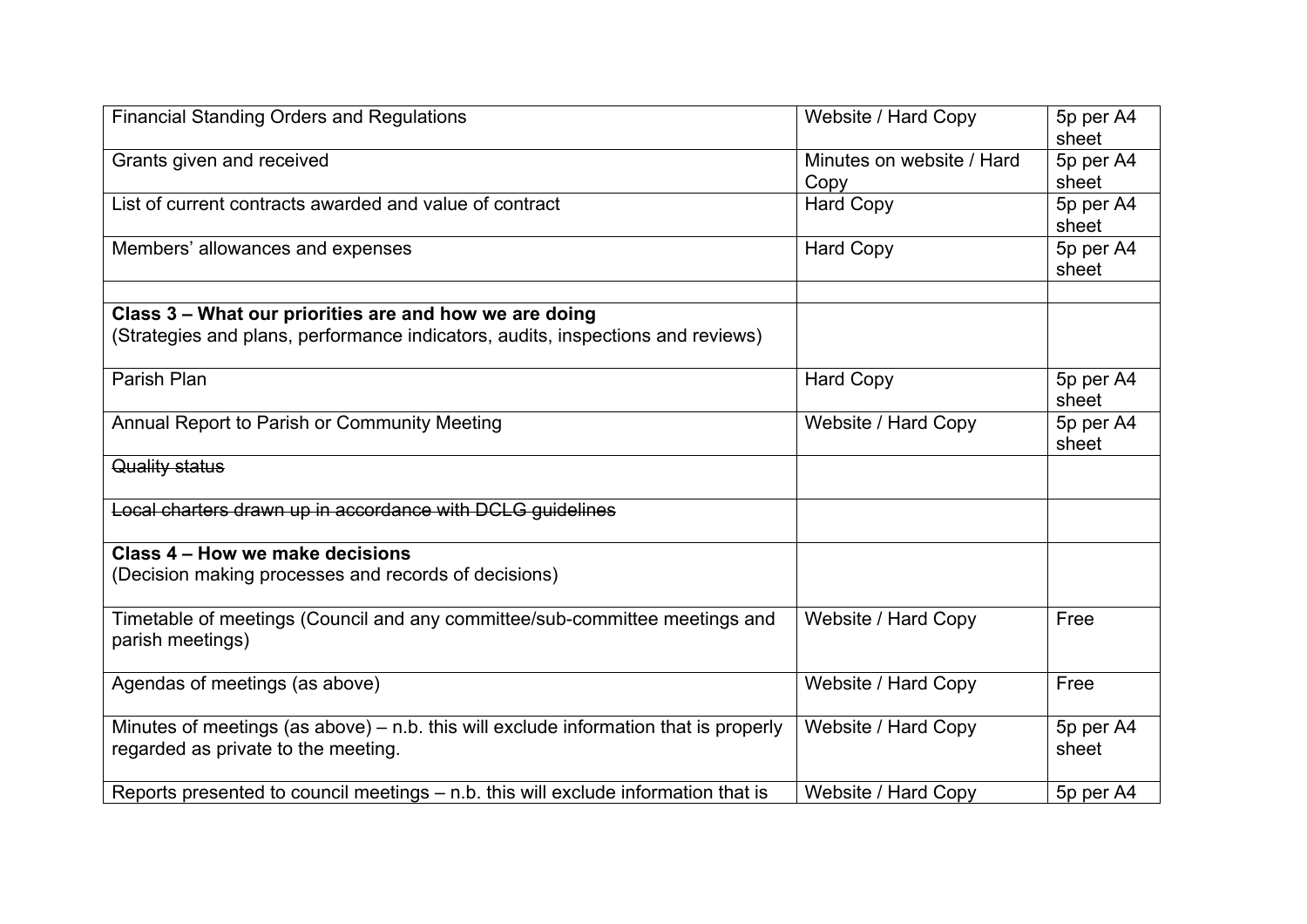| | | |
|---|---|---|
| Financial Standing Orders and Regulations | Website / Hard Copy | 5p per A4 sheet |
| Grants given and received | Minutes on website / Hard Copy | 5p per A4 sheet |
| List of current contracts awarded and value of contract | Hard Copy | 5p per A4 sheet |
| Members' allowances and expenses | Hard Copy | 5p per A4 sheet |
| | | |
| **Class 3 – What our priorities are and how we are doing**<br>(Strategies and plans, performance indicators, audits, inspections and reviews) | | |
| Parish Plan | Hard Copy | 5p per A4 sheet |
| Annual Report to Parish or Community Meeting | Website / Hard Copy | 5p per A4 sheet |
| ~~Quality status~~ | | |
| ~~Local charters drawn up in accordance with DCLG guidelines~~ | | |
| **Class 4 – How we make decisions**<br>(Decision making processes and records of decisions) | | |
| Timetable of meetings (Council and any committee/sub-committee meetings and parish meetings) | Website / Hard Copy | Free |
| Agendas of meetings (as above) | Website / Hard Copy | Free |
| Minutes of meetings (as above) – n.b. this will exclude information that is properly regarded as private to the meeting. | Website / Hard Copy | 5p per A4 sheet |
| Reports presented to council meetings – n.b. this will exclude information that is | Website / Hard Copy | 5p per A4 |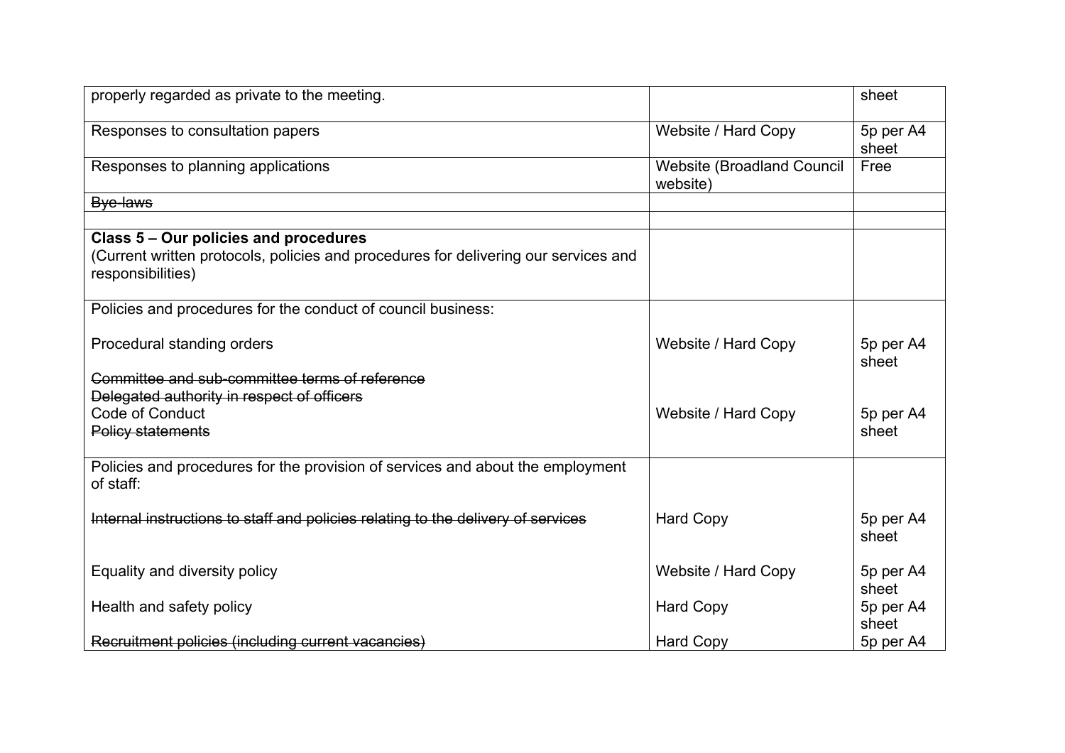| | | |
|---|---|---|
| properly regarded as private to the meeting. | | sheet |
| Responses to consultation papers | Website / Hard Copy | 5p per A4 sheet |
| Responses to planning applications | Website (Broadland Council website) | Free |
| ~~Bye-laws~~ | | |
| | | |
| **Class 5 – Our policies and procedures**<br>(Current written protocols, policies and procedures for delivering our services and responsibilities) | | |
| Policies and procedures for the conduct of council business:<br><br>Procedural standing orders<br><br>~~Committee and sub-committee terms of reference~~<br>~~Delegated authority in respect of officers~~<br>Code of Conduct<br>~~Policy statements~~ | <br><br>Website / Hard Copy<br><br><br><br>Website / Hard Copy | <br><br>5p per A4 sheet<br><br><br>5p per A4 sheet |
| Policies and procedures for the provision of services and about the employment of staff:<br><br>~~Internal instructions to staff and policies relating to the delivery of services~~<br><br>Equality and diversity policy<br><br>Health and safety policy<br><br>~~Recruitment policies (including current vacancies)~~ | <br><br>Hard Copy<br><br>Website / Hard Copy<br><br>Hard Copy<br><br>Hard Copy | <br><br>5p per A4 sheet<br><br>5p per A4 sheet<br><br>5p per A4 sheet<br><br>5p per A4 |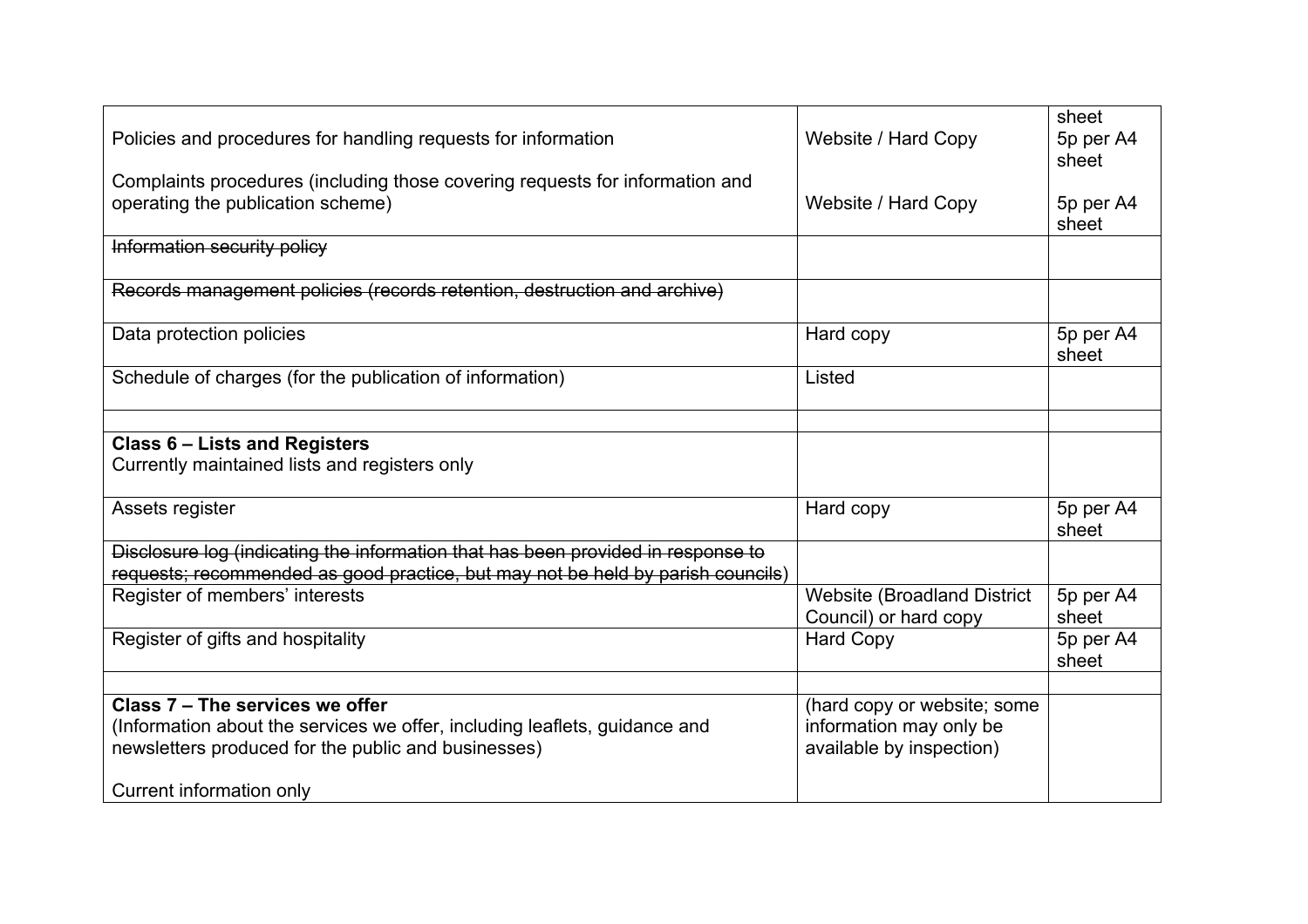| | | |
|---|---|---|
| | | sheet |
| Policies and procedures for handling requests for information<br><br>Complaints procedures (including those covering requests for information and operating the publication scheme) | Website / Hard Copy<br><br>Website / Hard Copy | 5p per A4 sheet<br><br>5p per A4 sheet |
| ~~Information security policy~~ | | |
| ~~Records management policies (records retention, destruction and archive)~~ | | |
| Data protection policies | Hard copy | 5p per A4 sheet |
| Schedule of charges (for the publication of information) | Listed | |
| | | |
| **Class 6 – Lists and Registers**<br>Currently maintained lists and registers only | | |
| Assets register | Hard copy | 5p per A4 sheet |
| ~~Disclosure log (indicating the information that has been provided in response to requests; recommended as good practice, but may not be held by parish councils)~~ | | |
| Register of members' interests | Website (Broadland District Council) or hard copy | 5p per A4 sheet |
| Register of gifts and hospitality | Hard Copy | 5p per A4 sheet |
| | | |
| **Class 7 – The services we offer**<br>(Information about the services we offer, including leaflets, guidance and newsletters produced for the public and businesses)<br><br>Current information only | (hard copy or website; some information may only be available by inspection) | |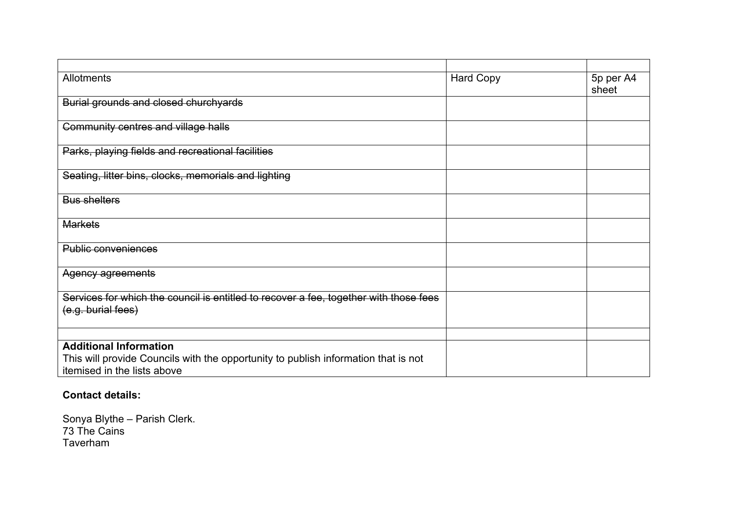| | | |
|---|---|---|
| Allotments | Hard Copy | 5p per A4 sheet |
| ~~Burial grounds and closed churchyards~~ | | |
| ~~Community centres and village halls~~ | | |
| ~~Parks, playing fields and recreational facilities~~ | | |
| ~~Seating, litter bins, clocks, memorials and lighting~~ | | |
| ~~Bus shelters~~ | | |
| ~~Markets~~ | | |
| ~~Public conveniences~~ | | |
| ~~Agency agreements~~ | | |
| ~~Services for which the council is entitled to recover a fee, together with those fees (e.g. burial fees)~~ | | |
| | | |
| **Additional Information**<br>This will provide Councils with the opportunity to publish information that is not itemised in the lists above | | |

**Contact details:**

Sonya Blythe – Parish Clerk.
73 The Cains
Taverham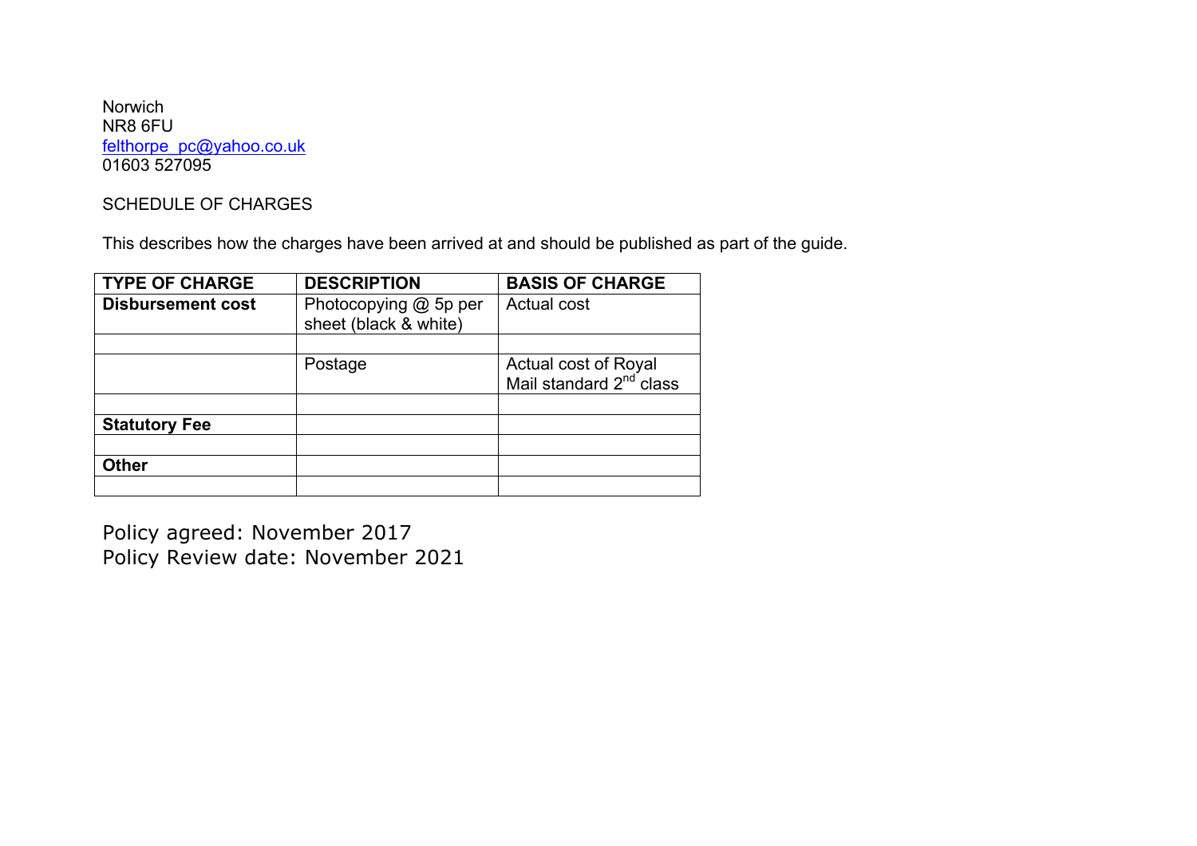Norwich
NR8 6FU
felthorpe_pc@yahoo.co.uk
01603 527095

SCHEDULE OF CHARGES

This describes how the charges have been arrived at and should be published as part of the guide.

| TYPE OF CHARGE | DESCRIPTION | BASIS OF CHARGE |
|---|---|---|
| **Disbursement cost** | Photocopying @ 5p per sheet (black & white) | Actual cost |
| | | |
| | Postage | Actual cost of Royal Mail standard 2nd class |
| | | |
| **Statutory Fee** | | |
| | | |
| **Other** | | |
| | | |

Policy agreed: November 2017
Policy Review date: November 2021